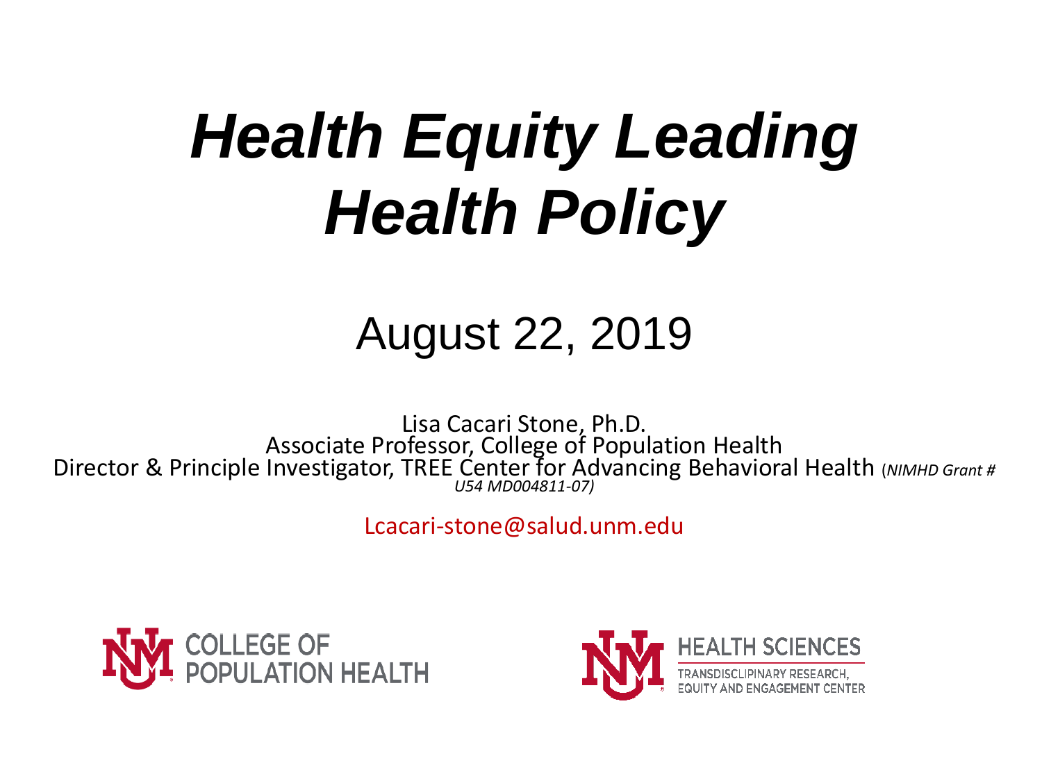# *Health Equity Leading Health Policy*

## August 22, 2019

Lisa Cacari Stone, Ph.D.
Associate Professor, College of Population Health
Director & Principle Investigator, TREE Center for Advancing Behavioral Health (*NIMHD Grant # U54 MD004811-07)*

Lcacari-stone@salud.unm.edu

COLLEGE OF POPULATION HEALTH

HEALTH SCIENCES
TRANSDISCLIPINARY RESEARCH, EQUITY AND ENGAGEMENT CENTER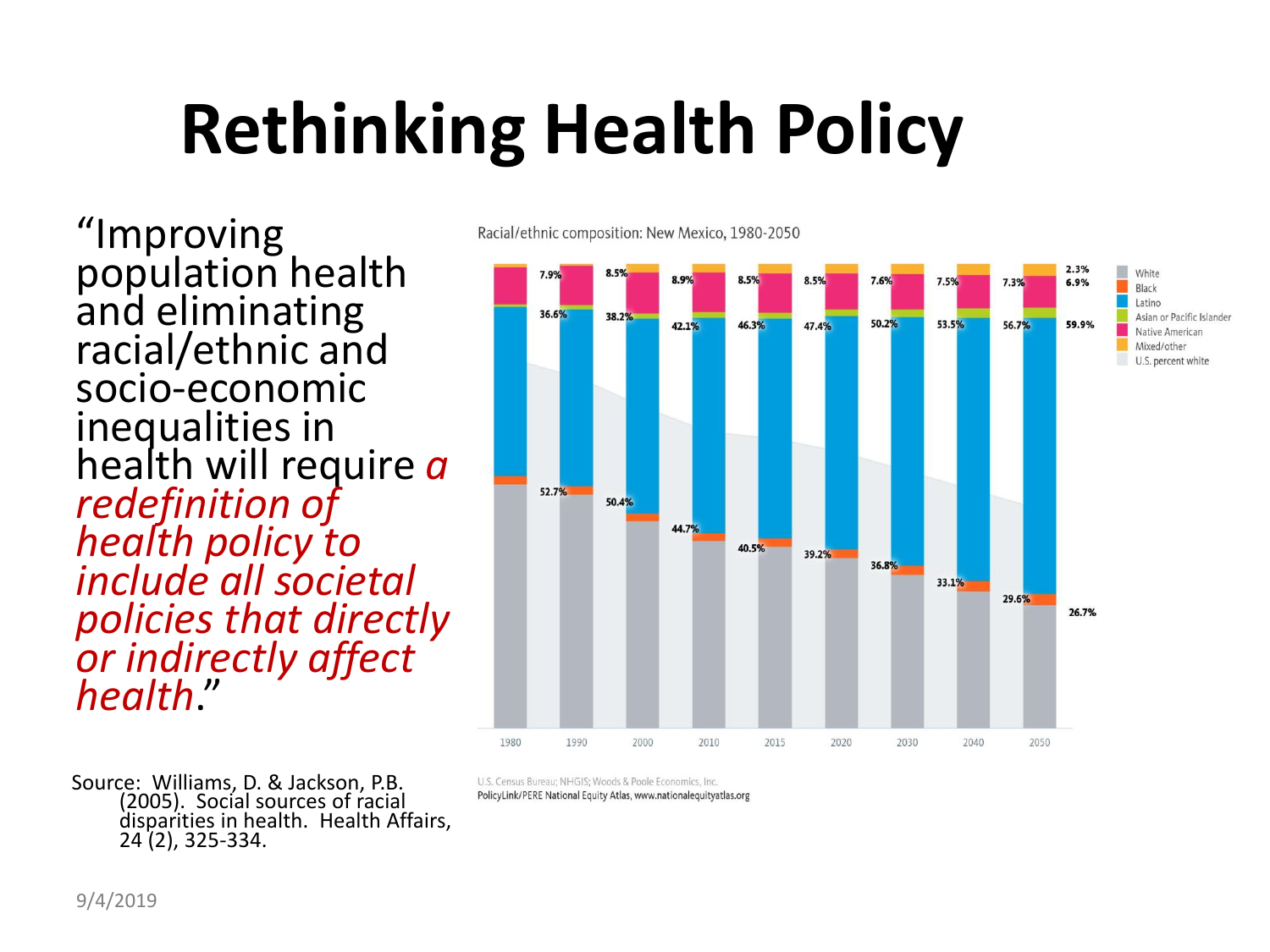# Rethinking Health Policy

"Improving population health and eliminating racial/ethnic and socio-economic inequalities in health will require *a redefinition of health policy to include all societal policies that directly or indirectly affect health*."

Source: Williams, D. & Jackson, P.B. (2005). Social sources of racial disparities in health. Health Affairs, 24 (2), 325-334.

Racial/ethnic composition: New Mexico, 1980-2050

| Year | White | Latino | Native American | Mixed/other |
|---|---|---|---|---|
| 1980 | 52.7% | 36.6% | 7.9% | |
| 1990 | 50.4% | 38.2% | 8.5% | |
| 2000 | 44.7% | 42.1% | 8.9% | |
| 2010 | 40.5% | 46.3% | 8.5% | |
| 2015 | 39.2% | 47.4% | 8.5% | |
| 2020 | 36.8% | 50.2% | 7.6% | |
| 2030 | 33.1% | 53.5% | 7.5% | |
| 2040 | 29.6% | 56.7% | 7.3% | |
| 2050 | 26.7% | 59.9% | 6.9% | 2.3% |

Legend: White, Black, Latino, Asian or Pacific Islander, Native American, Mixed/other, U.S. percent white

U.S. Census Bureau; NHGIS; Woods & Poole Economics, Inc.
PolicyLink/PERE National Equity Atlas, www.nationalequityatlas.org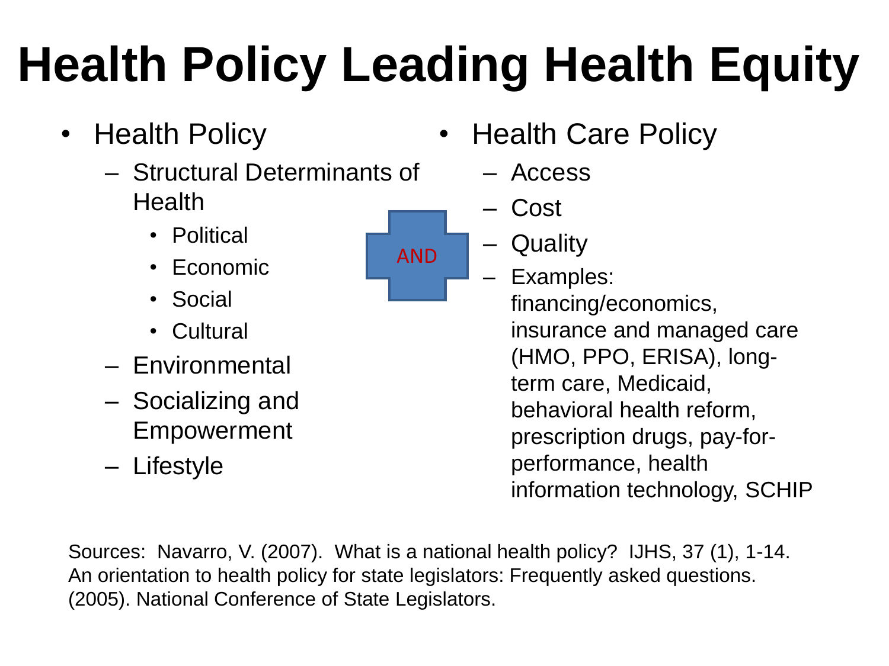# Health Policy Leading Health Equity

- Health Policy
  - Structural Determinants of Health
    - Political
    - Economic
    - Social
    - Cultural
  - Environmental
  - Socializing and Empowerment
  - Lifestyle

AND

- Health Care Policy
  - Access
  - Cost
  - Quality
  - Examples: financing/economics, insurance and managed care (HMO, PPO, ERISA), long-term care, Medicaid, behavioral health reform, prescription drugs, pay-for-performance, health information technology, SCHIP

Sources: Navarro, V. (2007). What is a national health policy? IJHS, 37 (1), 1-14. An orientation to health policy for state legislators: Frequently asked questions. (2005). National Conference of State Legislators.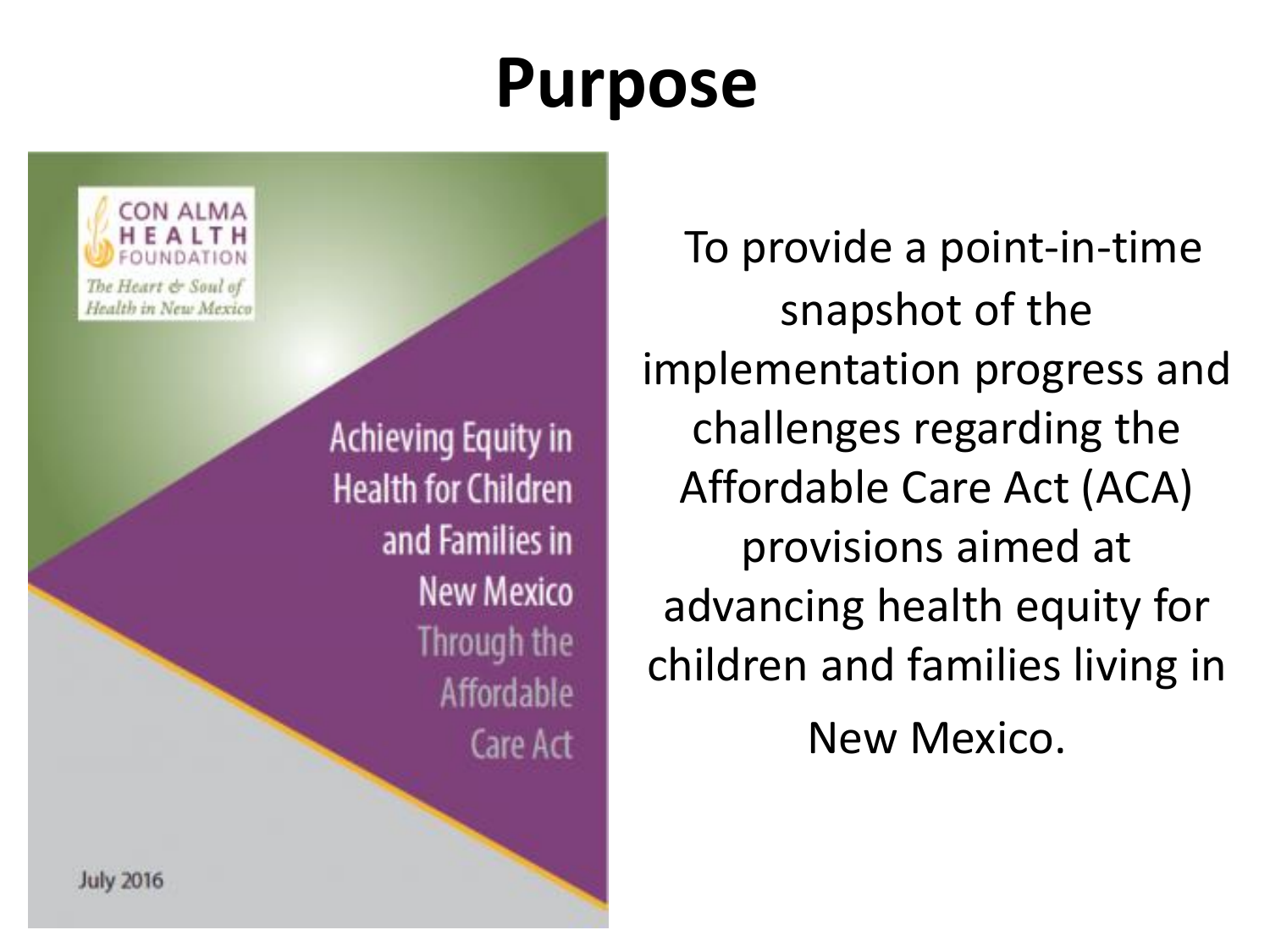# Purpose

CON ALMA HEALTH FOUNDATION

*The Heart & Soul of Health in New Mexico*

Achieving Equity in Health for Children and Families in New Mexico Through the Affordable Care Act

July 2016

To provide a point-in-time snapshot of the implementation progress and challenges regarding the Affordable Care Act (ACA) provisions aimed at advancing health equity for children and families living in New Mexico.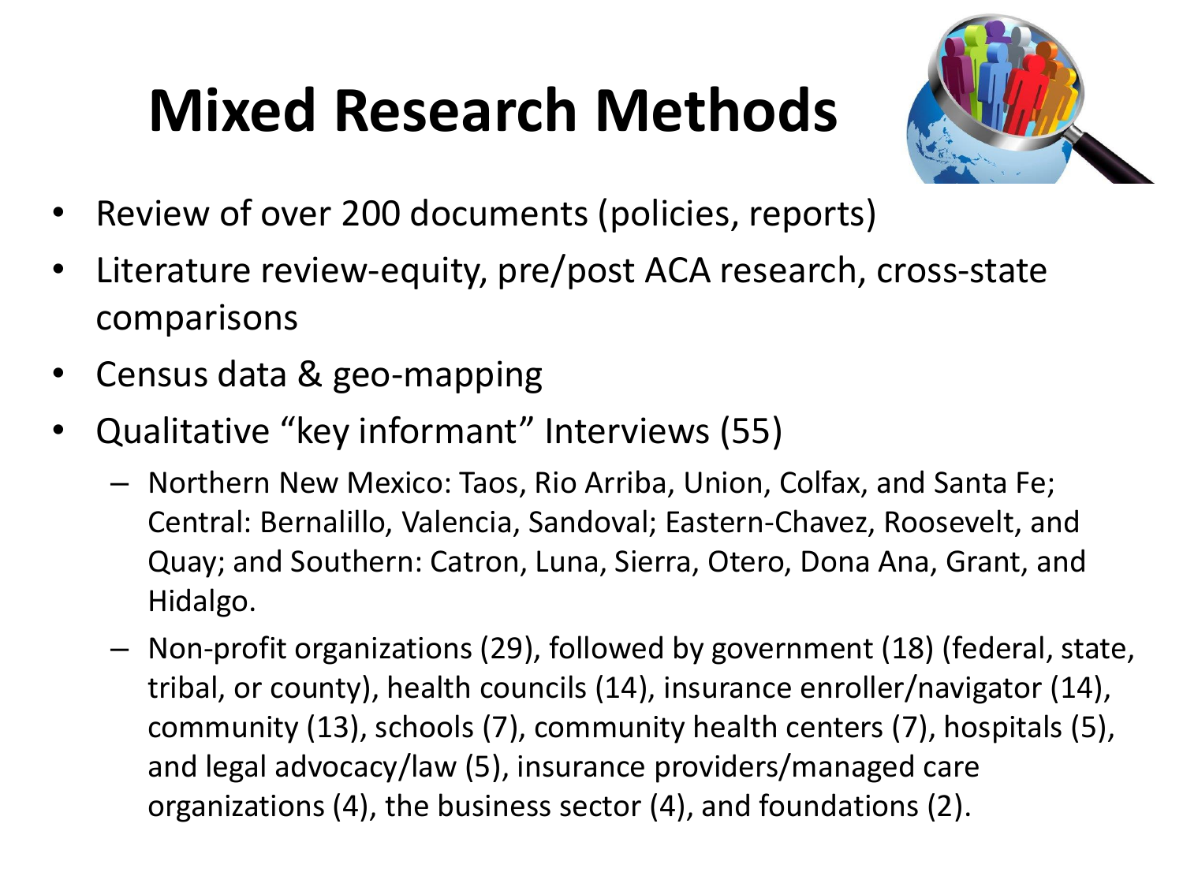# Mixed Research Methods

- Review of over 200 documents (policies, reports)
- Literature review-equity, pre/post ACA research, cross-state comparisons
- Census data & geo-mapping
- Qualitative "key informant" Interviews (55)
  - Northern New Mexico: Taos, Rio Arriba, Union, Colfax, and Santa Fe; Central: Bernalillo, Valencia, Sandoval; Eastern-Chavez, Roosevelt, and Quay; and Southern: Catron, Luna, Sierra, Otero, Dona Ana, Grant, and Hidalgo.
  - Non-profit organizations (29), followed by government (18) (federal, state, tribal, or county), health councils (14), insurance enroller/navigator (14), community (13), schools (7), community health centers (7), hospitals (5), and legal advocacy/law (5), insurance providers/managed care organizations (4), the business sector (4), and foundations (2).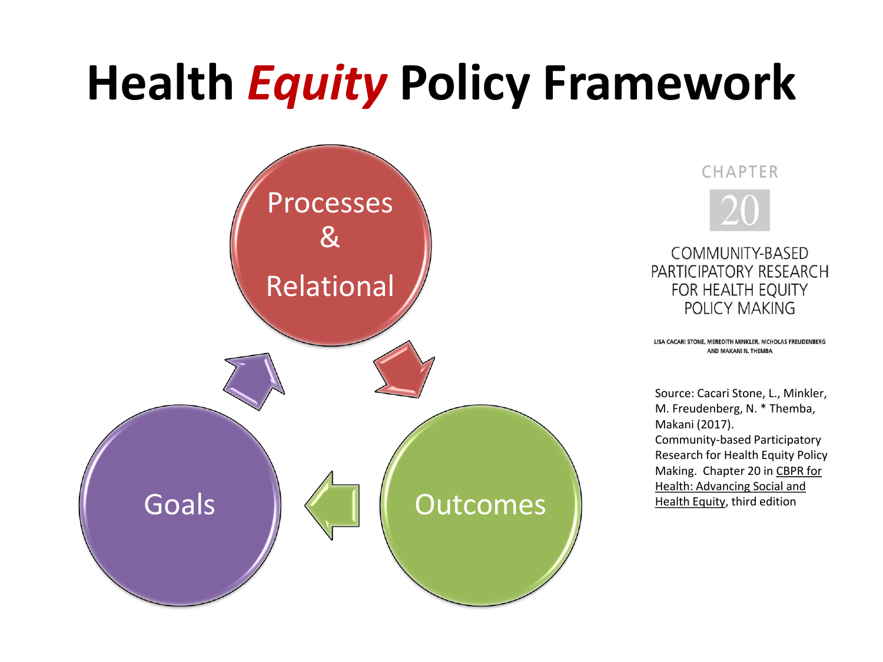# Health *Equity* Policy Framework

Processes & Relational

Outcomes

Goals

CHAPTER

20

COMMUNITY-BASED PARTICIPATORY RESEARCH FOR HEALTH EQUITY POLICY MAKING

LISA CACARI STONE, MEREDITH MINKLER, NICHOLAS FREUDENBERG AND MAKANI N. THEMBA

Source: Cacari Stone, L., Minkler, M. Freudenberg, N. * Themba, Makani (2017). Community-based Participatory Research for Health Equity Policy Making. Chapter 20 in CBPR for Health: Advancing Social and Health Equity, third edition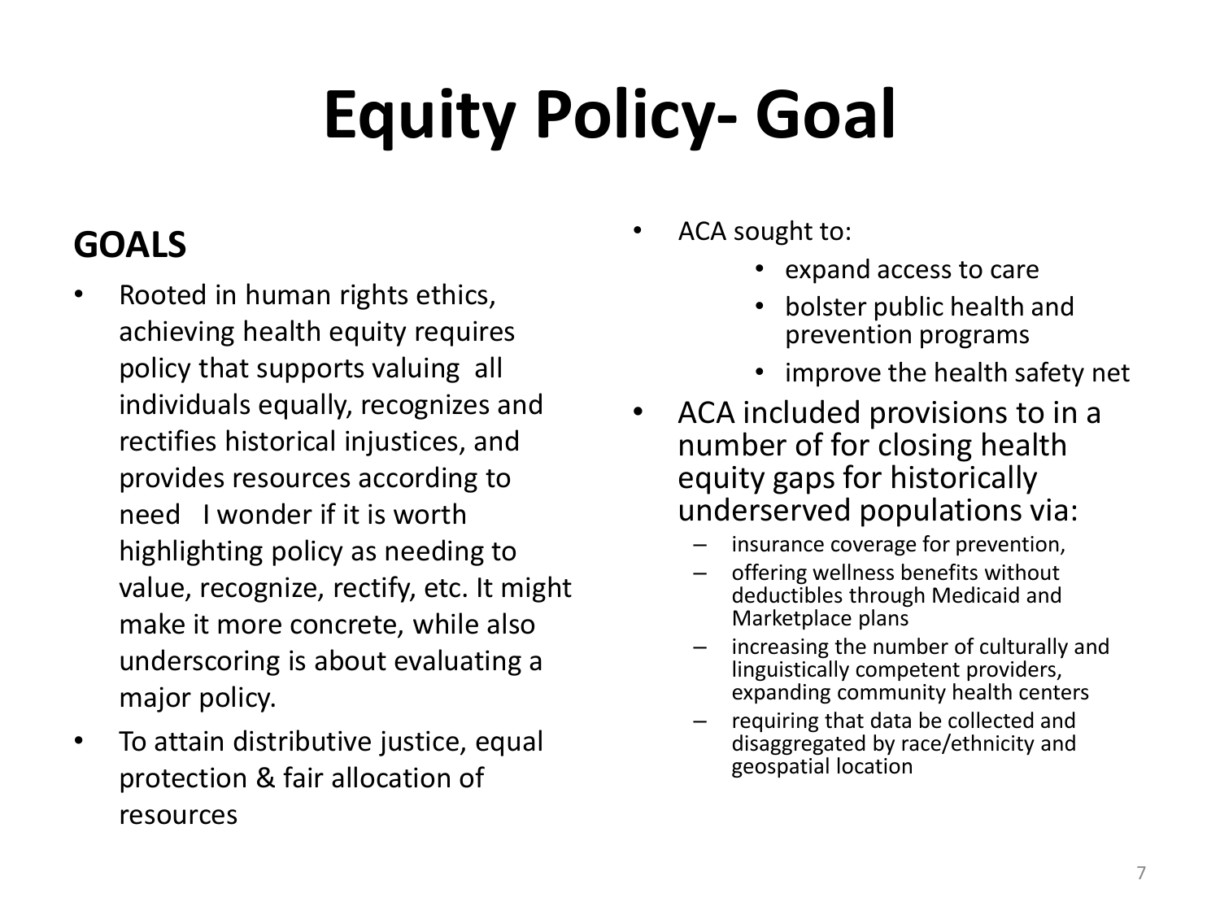# Equity Policy- Goal

## GOALS

- Rooted in human rights ethics, achieving health equity requires policy that supports valuing all individuals equally, recognizes and rectifies historical injustices, and provides resources according to need I wonder if it is worth highlighting policy as needing to value, recognize, rectify, etc. It might make it more concrete, while also underscoring is about evaluating a major policy.
- To attain distributive justice, equal protection & fair allocation of resources

- ACA sought to:
  - expand access to care
  - bolster public health and prevention programs
  - improve the health safety net
- ACA included provisions to in a number of for closing health equity gaps for historically underserved populations via:
  - insurance coverage for prevention,
  - offering wellness benefits without deductibles through Medicaid and Marketplace plans
  - increasing the number of culturally and linguistically competent providers, expanding community health centers
  - requiring that data be collected and disaggregated by race/ethnicity and geospatial location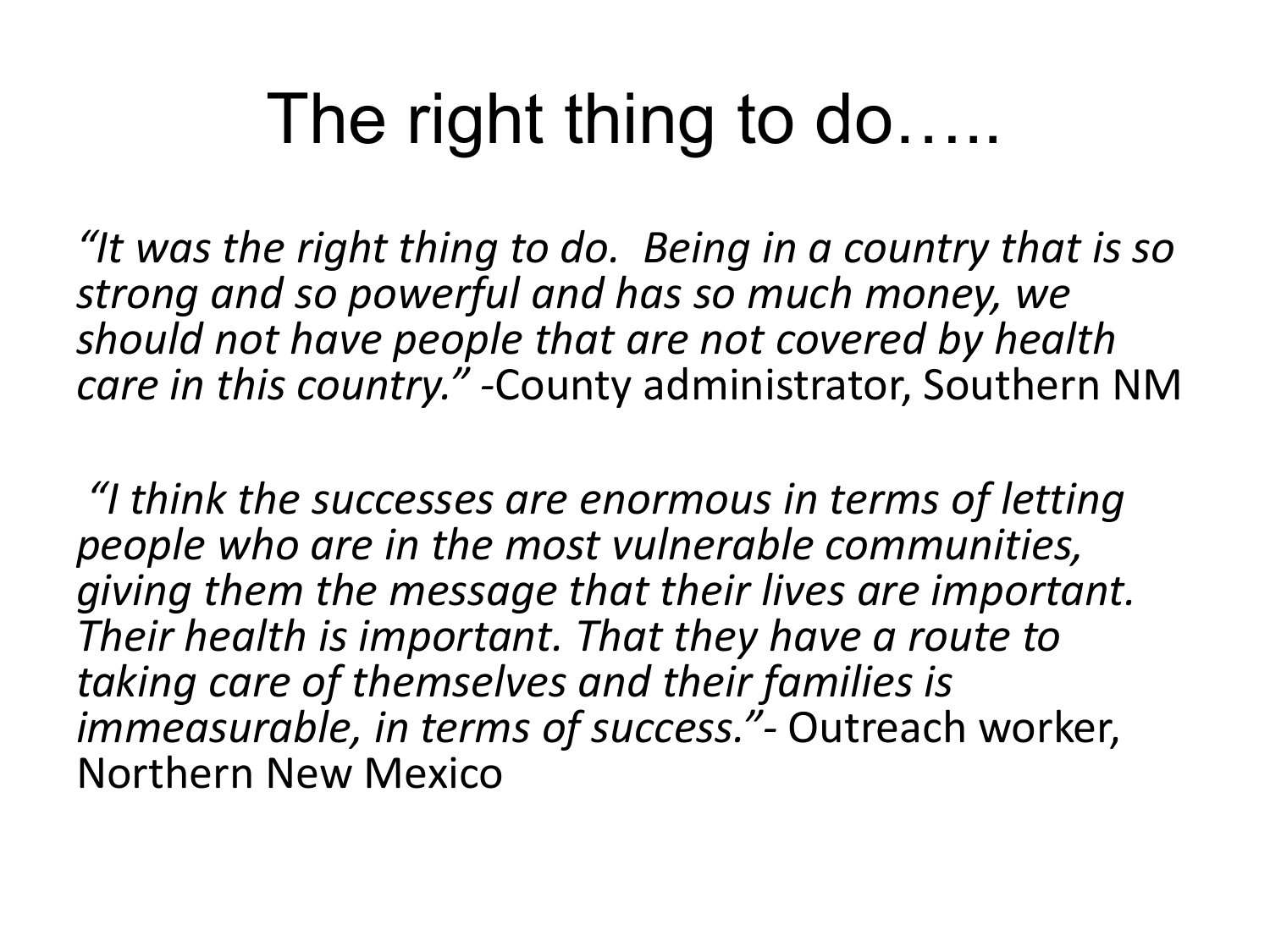# The right thing to do…..

*"It was the right thing to do. Being in a country that is so strong and so powerful and has so much money, we should not have people that are not covered by health care in this country."* -County administrator, Southern NM

*"I think the successes are enormous in terms of letting people who are in the most vulnerable communities, giving them the message that their lives are important. Their health is important. That they have a route to taking care of themselves and their families is immeasurable, in terms of success."*- Outreach worker, Northern New Mexico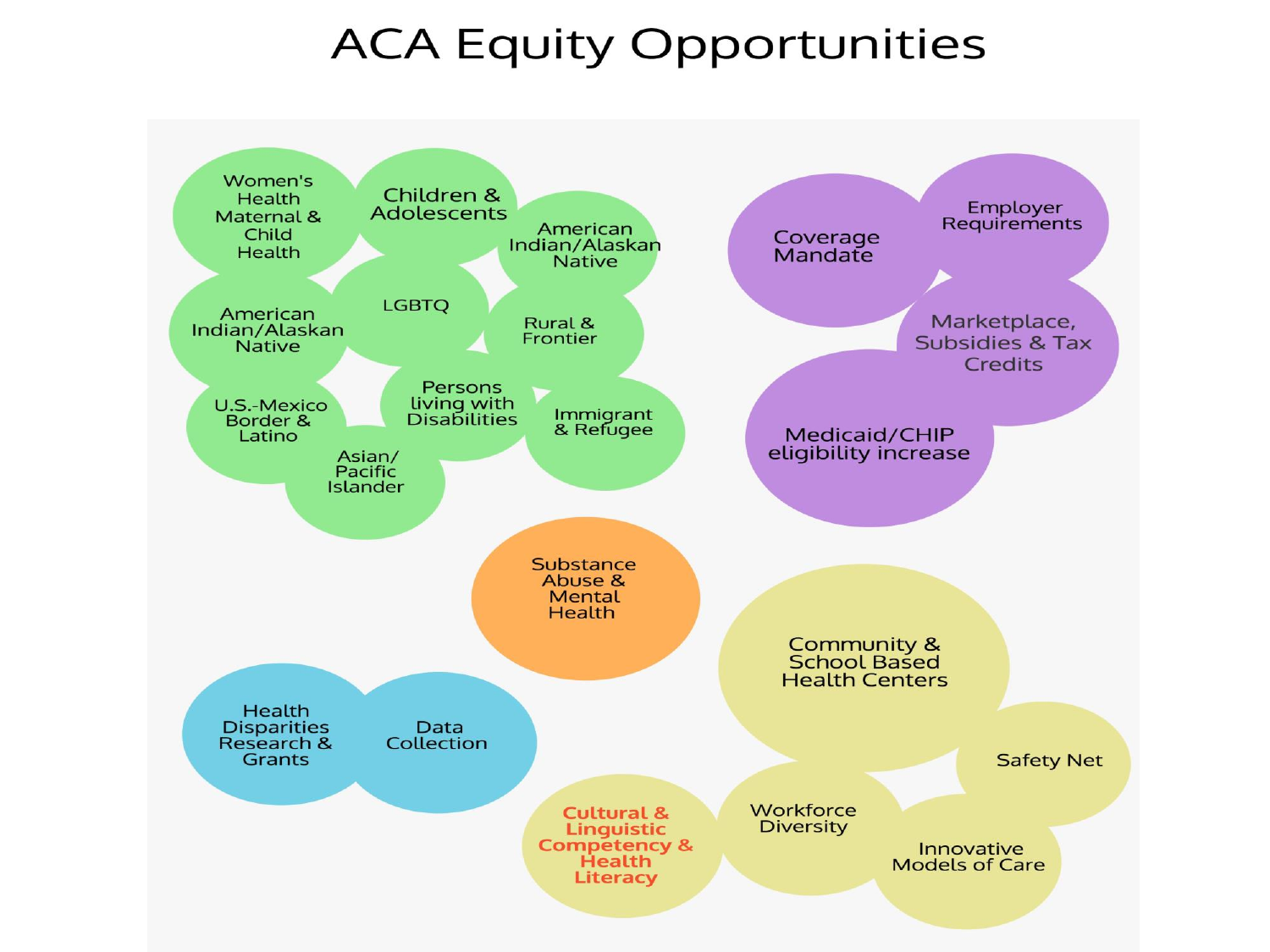# ACA Equity Opportunities

- Women's Health Maternal & Child Health
- Children & Adolescents
- American Indian/Alaskan Native
- American Indian/Alaskan Native
- LGBTQ
- Rural & Frontier
- U.S.-Mexico Border & Latino
- Persons living with Disabilities
- Immigrant & Refugee
- Asian/ Pacific Islander

- Coverage Mandate
- Employer Requirements
- Marketplace, Subsidies & Tax Credits
- Medicaid/CHIP eligibility increase

- Substance Abuse & Mental Health

- Health Disparities Research & Grants
- Data Collection

- Community & School Based Health Centers
- Safety Net
- Workforce Diversity
- Innovative Models of Care
- **Cultural & Linguistic Competency & Health Literacy**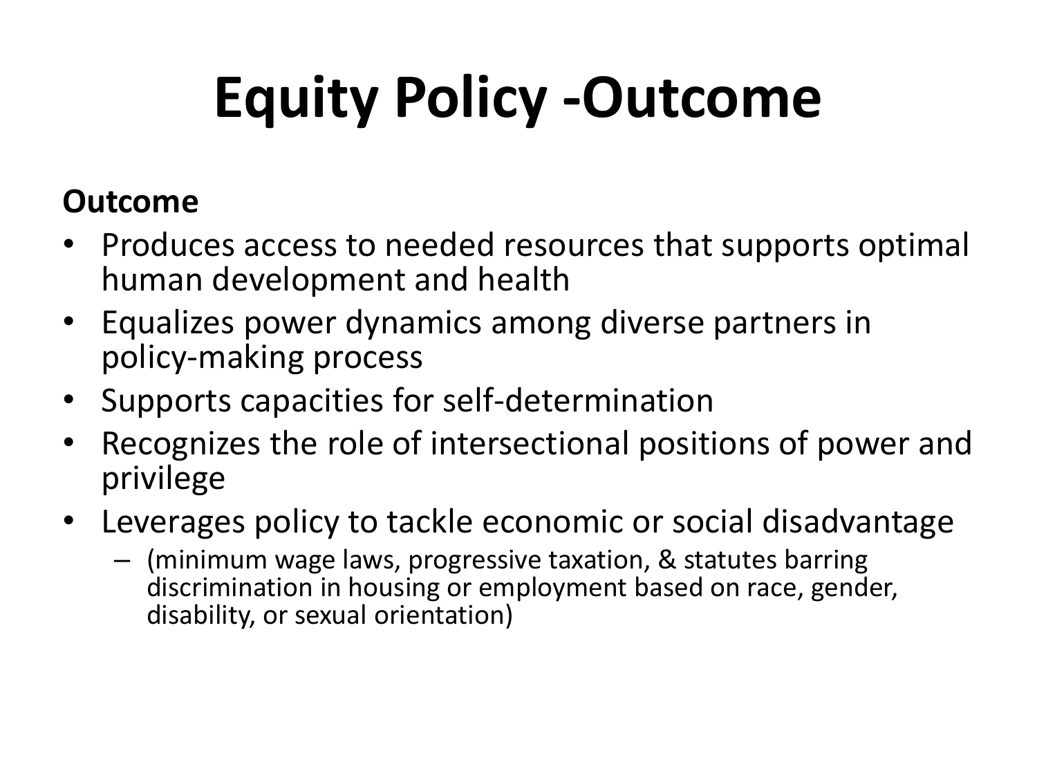# Equity Policy -Outcome

**Outcome**

- Produces access to needed resources that supports optimal human development and health
- Equalizes power dynamics among diverse partners in policy-making process
- Supports capacities for self-determination
- Recognizes the role of intersectional positions of power and privilege
- Leverages policy to tackle economic or social disadvantage
  - (minimum wage laws, progressive taxation, & statutes barring discrimination in housing or employment based on race, gender, disability, or sexual orientation)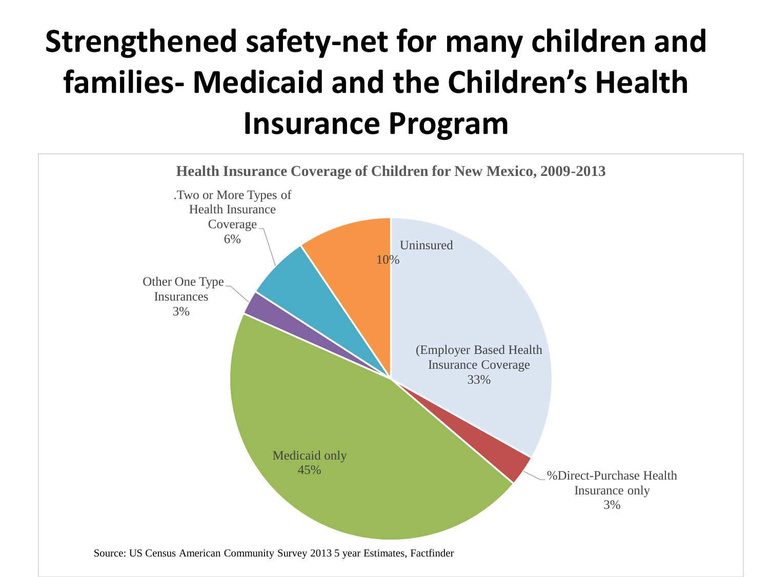# Strengthened safety-net for many children and families- Medicaid and the Children's Health Insurance Program

**Health Insurance Coverage of Children for New Mexico, 2009-2013**

| Category | Percent |
| --- | --- |
| (Employer Based Health Insurance Coverage | 33% |
| %Direct-Purchase Health Insurance only | 3% |
| Medicaid only | 45% |
| Other One Type Insurances | 3% |
| .Two or More Types of Health Insurance Coverage | 6% |
| Uninsured | 10% |

Source: US Census American Community Survey 2013 5 year Estimates, Factfinder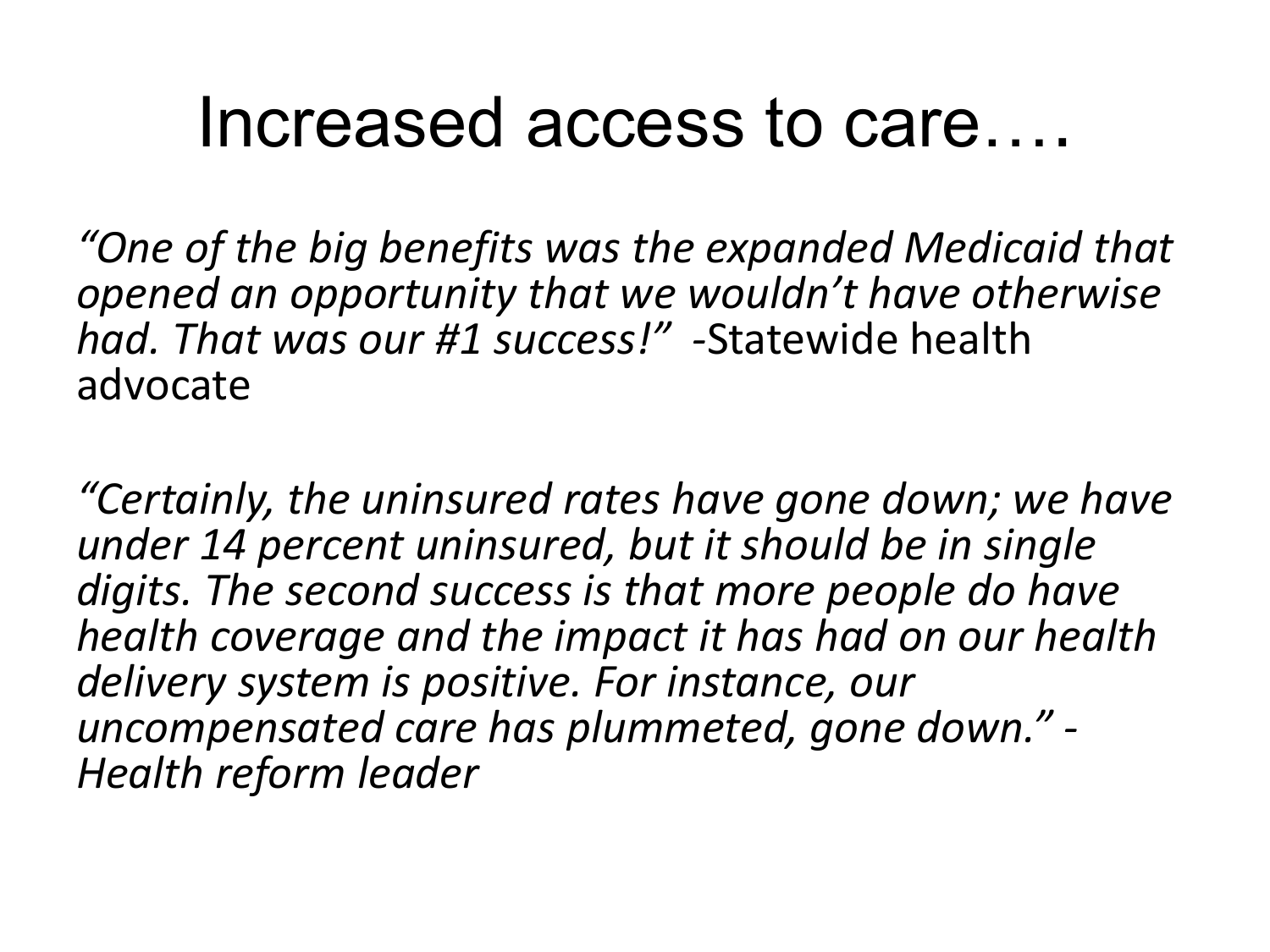# Increased access to care….

*"One of the big benefits was the expanded Medicaid that opened an opportunity that we wouldn't have otherwise had. That was our #1 success!"* -Statewide health advocate

*"Certainly, the uninsured rates have gone down; we have under 14 percent uninsured, but it should be in single digits. The second success is that more people do have health coverage and the impact it has had on our health delivery system is positive. For instance, our uncompensated care has plummeted, gone down." -Health reform leader*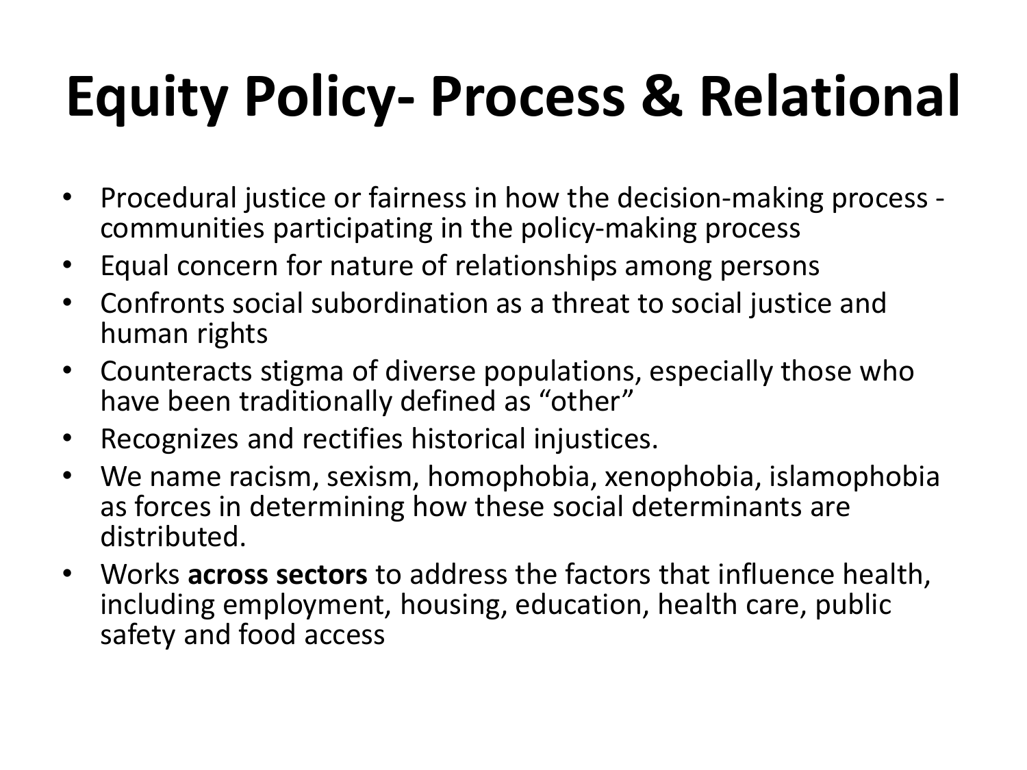# Equity Policy- Process & Relational

- Procedural justice or fairness in how the decision-making process - communities participating in the policy-making process
- Equal concern for nature of relationships among persons
- Confronts social subordination as a threat to social justice and human rights
- Counteracts stigma of diverse populations, especially those who have been traditionally defined as “other”
- Recognizes and rectifies historical injustices.
- We name racism, sexism, homophobia, xenophobia, islamophobia as forces in determining how these social determinants are distributed.
- Works **across sectors** to address the factors that influence health, including employment, housing, education, health care, public safety and food access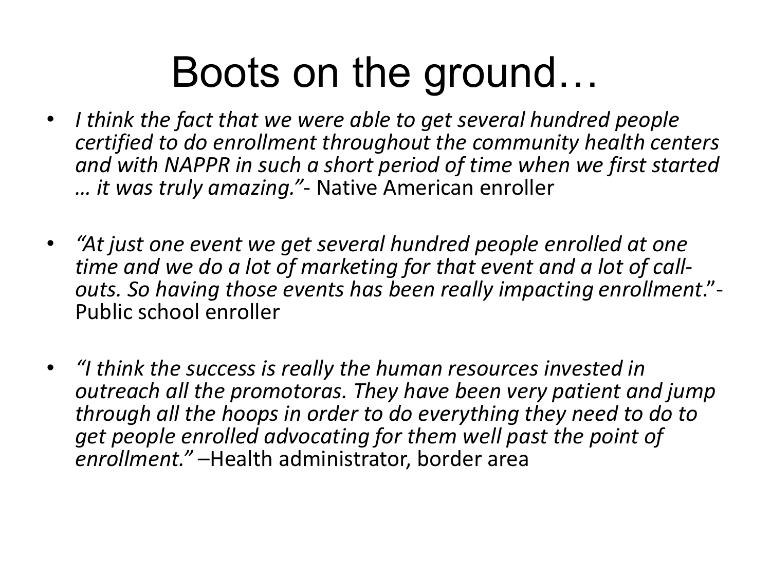# Boots on the ground…

- *I think the fact that we were able to get several hundred people certified to do enrollment throughout the community health centers and with NAPPR in such a short period of time when we first started … it was truly amazing."*- Native American enroller

- *"At just one event we get several hundred people enrolled at one time and we do a lot of marketing for that event and a lot of call-outs. So having those events has been really impacting enrollment*."- Public school enroller

- *"I think the success is really the human resources invested in outreach all the promotoras. They have been very patient and jump through all the hoops in order to do everything they need to do to get people enrolled advocating for them well past the point of enrollment."* –Health administrator, border area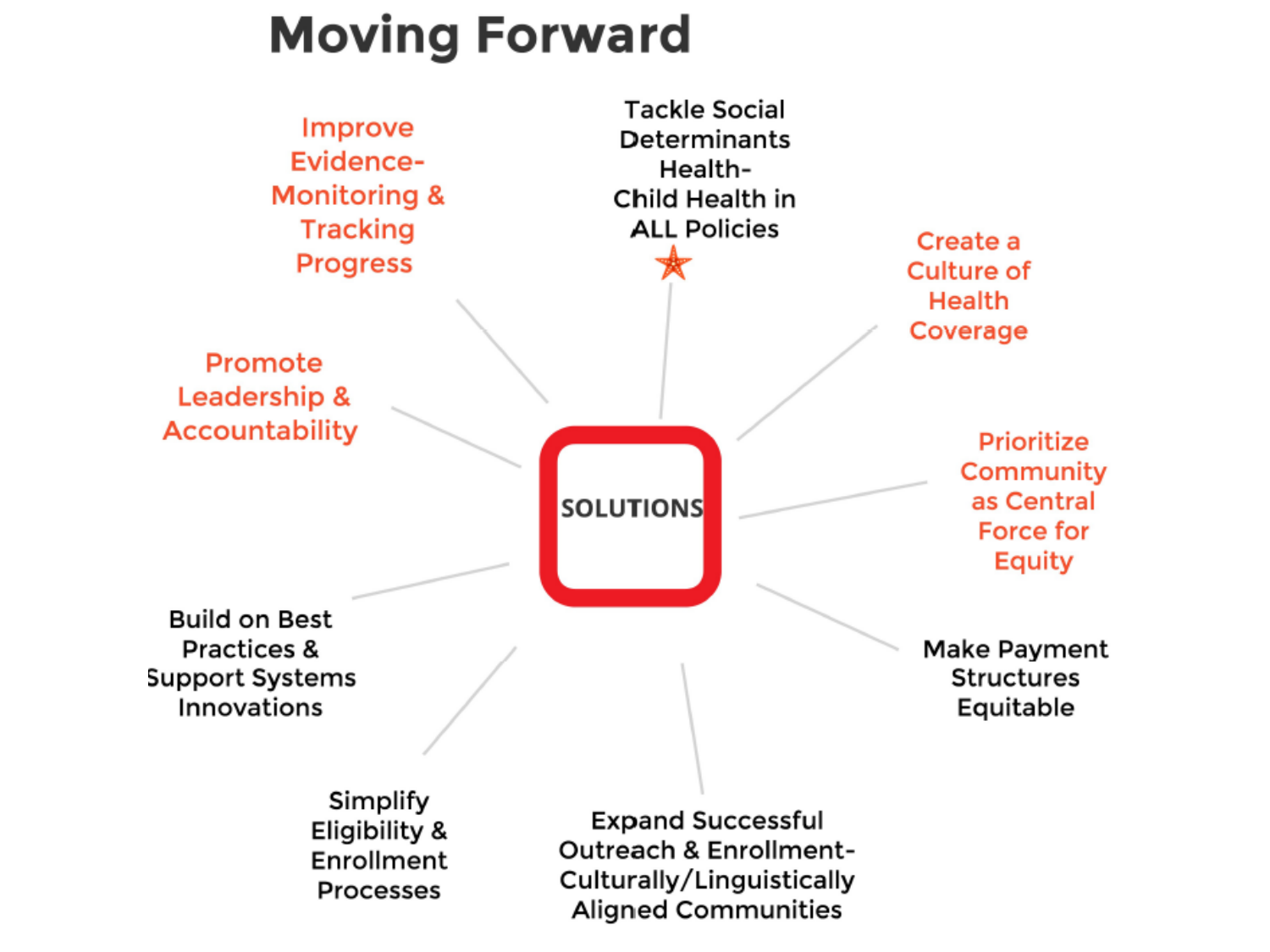# Moving Forward

**SOLUTIONS**

- Tackle Social Determinants Health- Child Health in ALL Policies ★
- Create a Culture of Health Coverage
- Prioritize Community as Central Force for Equity
- Make Payment Structures Equitable
- Expand Successful Outreach & Enrollment- Culturally/Linguistically Aligned Communities
- Simplify Eligibility & Enrollment Processes
- Build on Best Practices & Support Systems Innovations
- Promote Leadership & Accountability
- Improve Evidence- Monitoring & Tracking Progress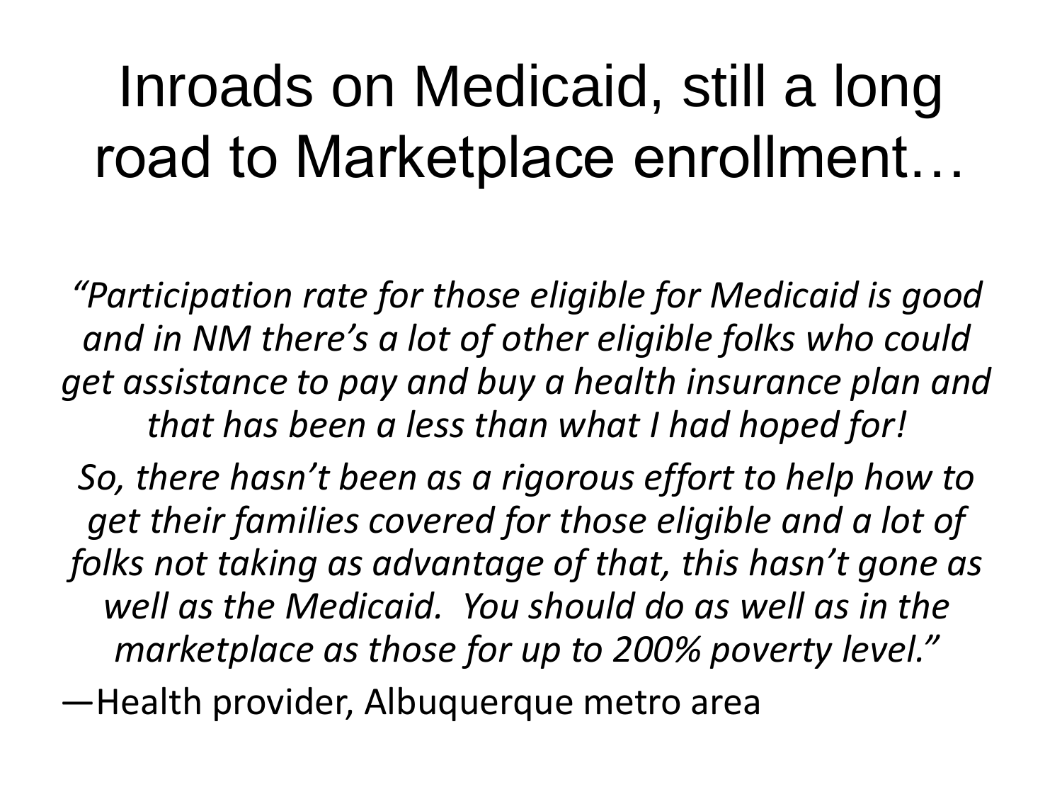# Inroads on Medicaid, still a long road to Marketplace enrollment…

*"Participation rate for those eligible for Medicaid is good and in NM there's a lot of other eligible folks who could get assistance to pay and buy a health insurance plan and that has been a less than what I had hoped for!*

*So, there hasn't been as a rigorous effort to help how to get their families covered for those eligible and a lot of folks not taking as advantage of that, this hasn't gone as well as the Medicaid. You should do as well as in the marketplace as those for up to 200% poverty level."*

—Health provider, Albuquerque metro area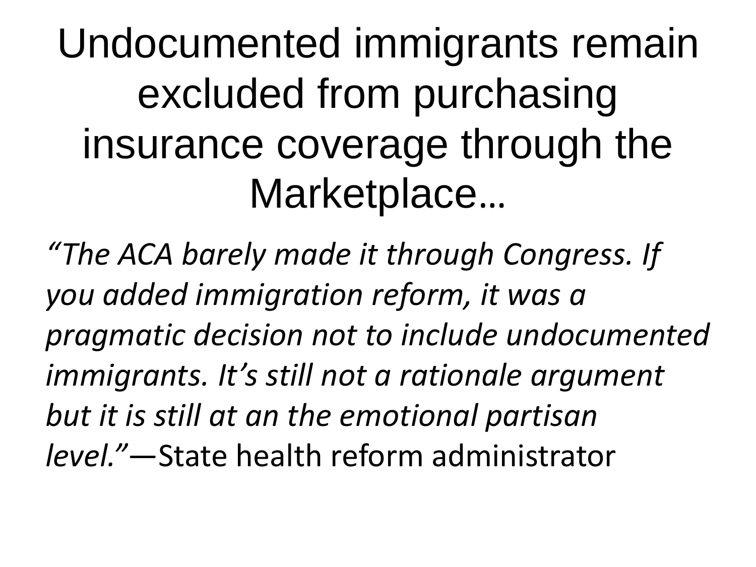# Undocumented immigrants remain excluded from purchasing insurance coverage through the Marketplace…

*"The ACA barely made it through Congress. If you added immigration reform, it was a pragmatic decision not to include undocumented immigrants. It's still not a rationale argument but it is still at an the emotional partisan level."*—State health reform administrator